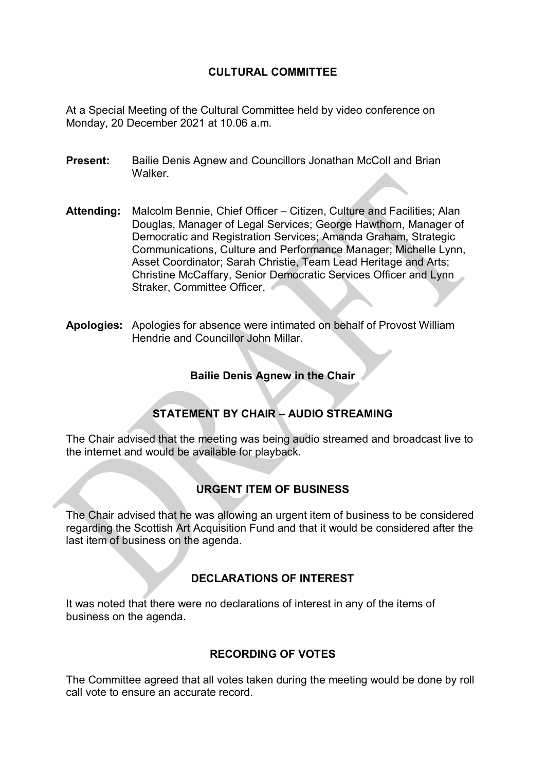# CULTURAL COMMITTEE

At a Special Meeting of the Cultural Committee held by video conference on Monday, 20 December 2021 at 10.06 a.m.

**Present:** Bailie Denis Agnew and Councillors Jonathan McColl and Brian Walker.

**Attending:** Malcolm Bennie, Chief Officer – Citizen, Culture and Facilities; Alan Douglas, Manager of Legal Services; George Hawthorn, Manager of Democratic and Registration Services; Amanda Graham, Strategic Communications, Culture and Performance Manager; Michelle Lynn, Asset Coordinator; Sarah Christie, Team Lead Heritage and Arts; Christine McCaffary, Senior Democratic Services Officer and Lynn Straker, Committee Officer.

**Apologies:** Apologies for absence were intimated on behalf of Provost William Hendrie and Councillor John Millar.

**Bailie Denis Agnew in the Chair**

## STATEMENT BY CHAIR – AUDIO STREAMING

The Chair advised that the meeting was being audio streamed and broadcast live to the internet and would be available for playback.

## URGENT ITEM OF BUSINESS

The Chair advised that he was allowing an urgent item of business to be considered regarding the Scottish Art Acquisition Fund and that it would be considered after the last item of business on the agenda.

## DECLARATIONS OF INTEREST

It was noted that there were no declarations of interest in any of the items of business on the agenda.

## RECORDING OF VOTES

The Committee agreed that all votes taken during the meeting would be done by roll call vote to ensure an accurate record.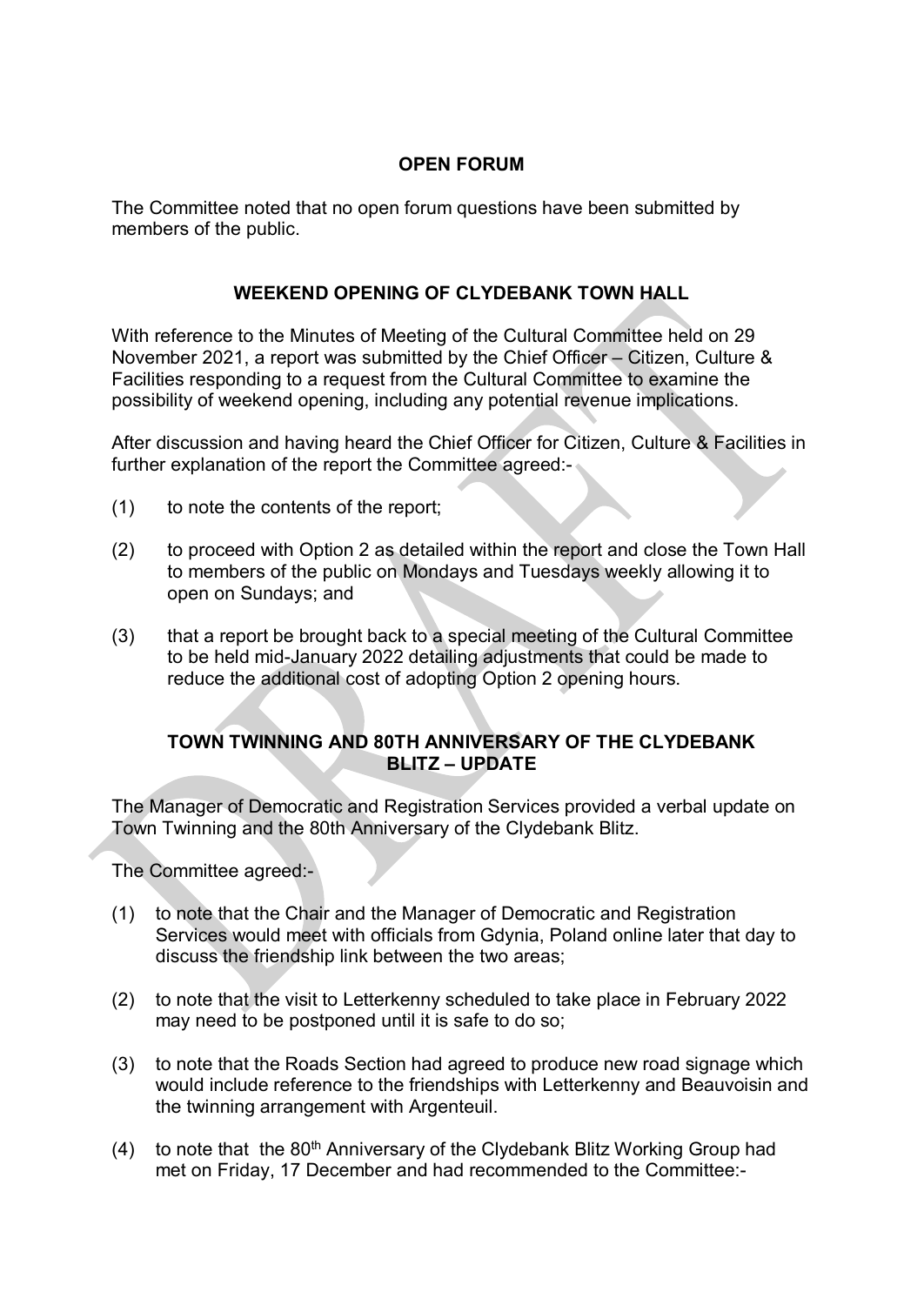## OPEN FORUM

The Committee noted that no open forum questions have been submitted by members of the public.

## WEEKEND OPENING OF CLYDEBANK TOWN HALL

With reference to the Minutes of Meeting of the Cultural Committee held on 29 November 2021, a report was submitted by the Chief Officer – Citizen, Culture & Facilities responding to a request from the Cultural Committee to examine the possibility of weekend opening, including any potential revenue implications.

After discussion and having heard the Chief Officer for Citizen, Culture & Facilities in further explanation of the report the Committee agreed:-

(1) to note the contents of the report;

(2) to proceed with Option 2 as detailed within the report and close the Town Hall to members of the public on Mondays and Tuesdays weekly allowing it to open on Sundays; and

(3) that a report be brought back to a special meeting of the Cultural Committee to be held mid-January 2022 detailing adjustments that could be made to reduce the additional cost of adopting Option 2 opening hours.

## TOWN TWINNING AND 80TH ANNIVERSARY OF THE CLYDEBANK BLITZ – UPDATE

The Manager of Democratic and Registration Services provided a verbal update on Town Twinning and the 80th Anniversary of the Clydebank Blitz.

The Committee agreed:-

(1) to note that the Chair and the Manager of Democratic and Registration Services would meet with officials from Gdynia, Poland online later that day to discuss the friendship link between the two areas;

(2) to note that the visit to Letterkenny scheduled to take place in February 2022 may need to be postponed until it is safe to do so;

(3) to note that the Roads Section had agreed to produce new road signage which would include reference to the friendships with Letterkenny and Beauvoisin and the twinning arrangement with Argenteuil.

(4) to note that the 80th Anniversary of the Clydebank Blitz Working Group had met on Friday, 17 December and had recommended to the Committee:-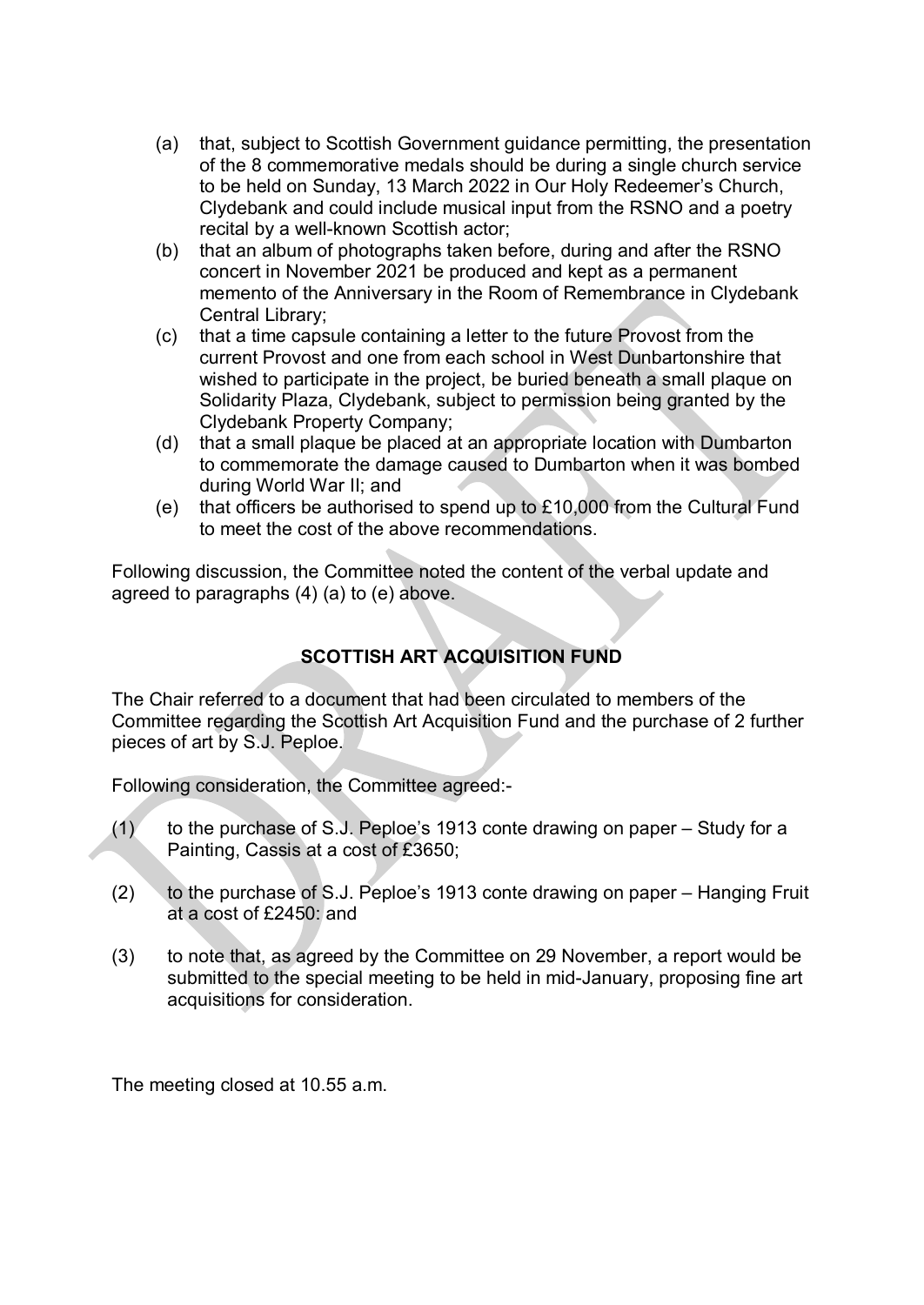(a) that, subject to Scottish Government guidance permitting, the presentation of the 8 commemorative medals should be during a single church service to be held on Sunday, 13 March 2022 in Our Holy Redeemer's Church, Clydebank and could include musical input from the RSNO and a poetry recital by a well-known Scottish actor;

(b) that an album of photographs taken before, during and after the RSNO concert in November 2021 be produced and kept as a permanent memento of the Anniversary in the Room of Remembrance in Clydebank Central Library;

(c) that a time capsule containing a letter to the future Provost from the current Provost and one from each school in West Dunbartonshire that wished to participate in the project, be buried beneath a small plaque on Solidarity Plaza, Clydebank, subject to permission being granted by the Clydebank Property Company;

(d) that a small plaque be placed at an appropriate location with Dumbarton to commemorate the damage caused to Dumbarton when it was bombed during World War II; and

(e) that officers be authorised to spend up to £10,000 from the Cultural Fund to meet the cost of the above recommendations.

Following discussion, the Committee noted the content of the verbal update and agreed to paragraphs (4) (a) to (e) above.

## SCOTTISH ART ACQUISITION FUND

The Chair referred to a document that had been circulated to members of the Committee regarding the Scottish Art Acquisition Fund and the purchase of 2 further pieces of art by S.J. Peploe.

Following consideration, the Committee agreed:-

(1) to the purchase of S.J. Peploe's 1913 conte drawing on paper – Study for a Painting, Cassis at a cost of £3650;

(2) to the purchase of S.J. Peploe's 1913 conte drawing on paper – Hanging Fruit at a cost of £2450: and

(3) to note that, as agreed by the Committee on 29 November, a report would be submitted to the special meeting to be held in mid-January, proposing fine art acquisitions for consideration.

The meeting closed at 10.55 a.m.